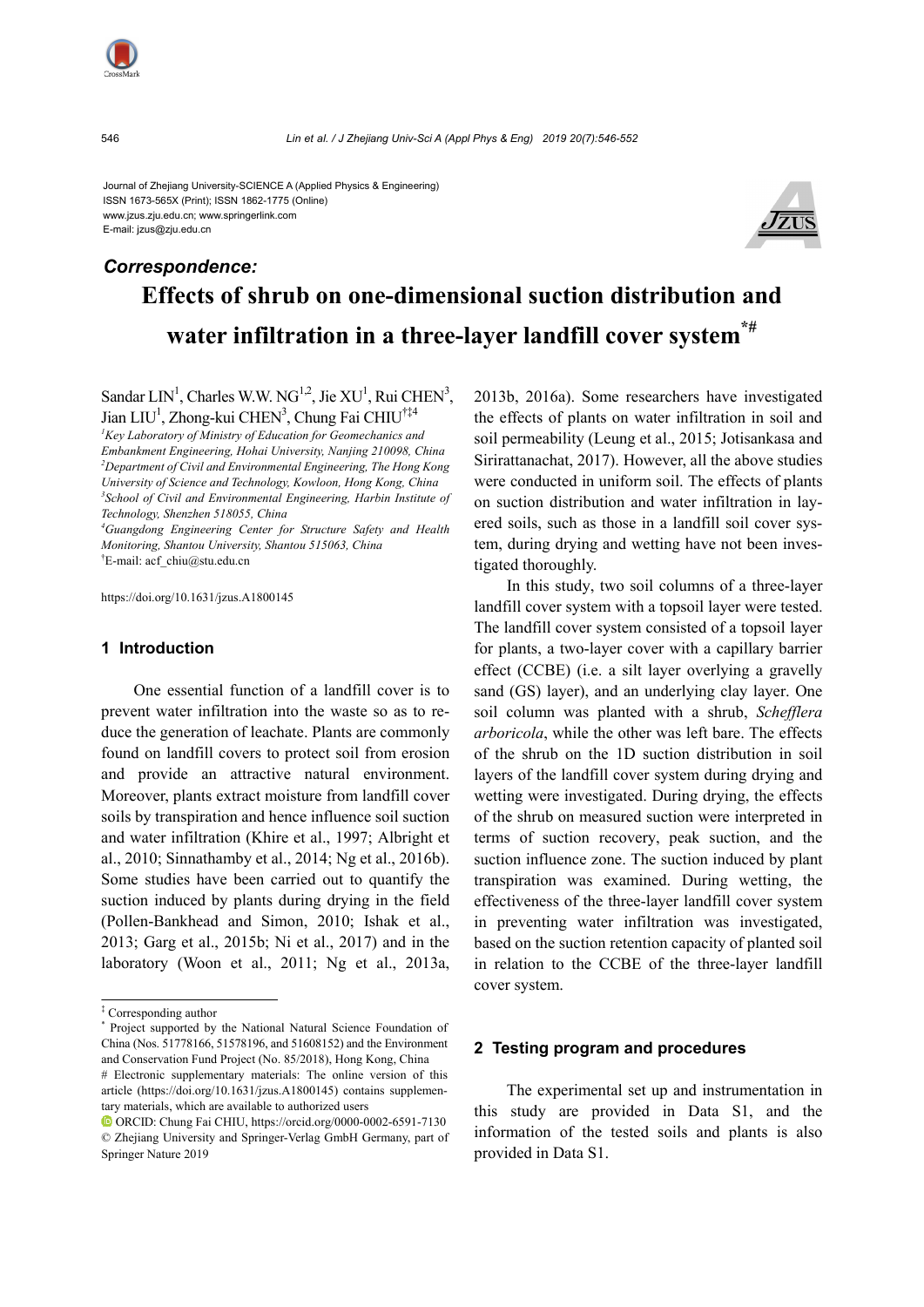Journal of Zhejiang University-SCIENCE A (Applied Physics & Engineering)
ISSN 1673-565X (Print); ISSN 1862-1775 (Online)
www.jzus.zju.edu.cn; www.springerlink.com
E-mail: jzus@zju.edu.cn

***Correspondence:***

# Effects of shrub on one-dimensional suction distribution and water infiltration in a three-layer landfill cover system[*#]

Sandar LIN[1], Charles W.W. NG[1,2], Jie XU[1], Rui CHEN[3], Jian LIU[1], Zhong-kui CHEN[3], Chung Fai CHIU[†‡4]

[1]*Key Laboratory of Ministry of Education for Geomechanics and Embankment Engineering, Hohai University, Nanjing 210098, China*
[2]*Department of Civil and Environmental Engineering, The Hong Kong University of Science and Technology, Kowloon, Hong Kong, China*
[3]*School of Civil and Environmental Engineering, Harbin Institute of Technology, Shenzhen 518055, China*
[4]*Guangdong Engineering Center for Structure Safety and Health Monitoring, Shantou University, Shantou 515063, China*
[†]E-mail: acf_chiu@stu.edu.cn

https://doi.org/10.1631/jzus.A1800145

## 1 Introduction

One essential function of a landfill cover is to prevent water infiltration into the waste so as to reduce the generation of leachate. Plants are commonly found on landfill covers to protect soil from erosion and provide an attractive natural environment. Moreover, plants extract moisture from landfill cover soils by transpiration and hence influence soil suction and water infiltration (Khire et al., 1997; Albright et al., 2010; Sinnathamby et al., 2014; Ng et al., 2016b). Some studies have been carried out to quantify the suction induced by plants during drying in the field (Pollen-Bankhead and Simon, 2010; Ishak et al., 2013; Garg et al., 2015b; Ni et al., 2017) and in the laboratory (Woon et al., 2011; Ng et al., 2013a, 2013b, 2016a). Some researchers have investigated the effects of plants on water infiltration in soil and soil permeability (Leung et al., 2015; Jotisankasa and Sirirattanachat, 2017). However, all the above studies were conducted in uniform soil. The effects of plants on suction distribution and water infiltration in layered soils, such as those in a landfill soil cover system, during drying and wetting have not been investigated thoroughly.

In this study, two soil columns of a three-layer landfill cover system with a topsoil layer were tested. The landfill cover system consisted of a topsoil layer for plants, a two-layer cover with a capillary barrier effect (CCBE) (i.e. a silt layer overlying a gravelly sand (GS) layer), and an underlying clay layer. One soil column was planted with a shrub, *Schefflera arboricola*, while the other was left bare. The effects of the shrub on the 1D suction distribution in soil layers of the landfill cover system during drying and wetting were investigated. During drying, the effects of the shrub on measured suction were interpreted in terms of suction recovery, peak suction, and the suction influence zone. The suction induced by plant transpiration was examined. During wetting, the effectiveness of the three-layer landfill cover system in preventing water infiltration was investigated, based on the suction retention capacity of planted soil in relation to the CCBE of the three-layer landfill cover system.

## 2 Testing program and procedures

The experimental set up and instrumentation in this study are provided in Data S1, and the information of the tested soils and plants is also provided in Data S1.

---

[‡] Corresponding author
[*] Project supported by the National Natural Science Foundation of China (Nos. 51778166, 51578196, and 51608152) and the Environment and Conservation Fund Project (No. 85/2018), Hong Kong, China
[#] Electronic supplementary materials: The online version of this article (https://doi.org/10.1631/jzus.A1800145) contains supplementary materials, which are available to authorized users
ORCID: Chung Fai CHIU, https://orcid.org/0000-0002-6591-7130
© Zhejiang University and Springer-Verlag GmbH Germany, part of Springer Nature 2019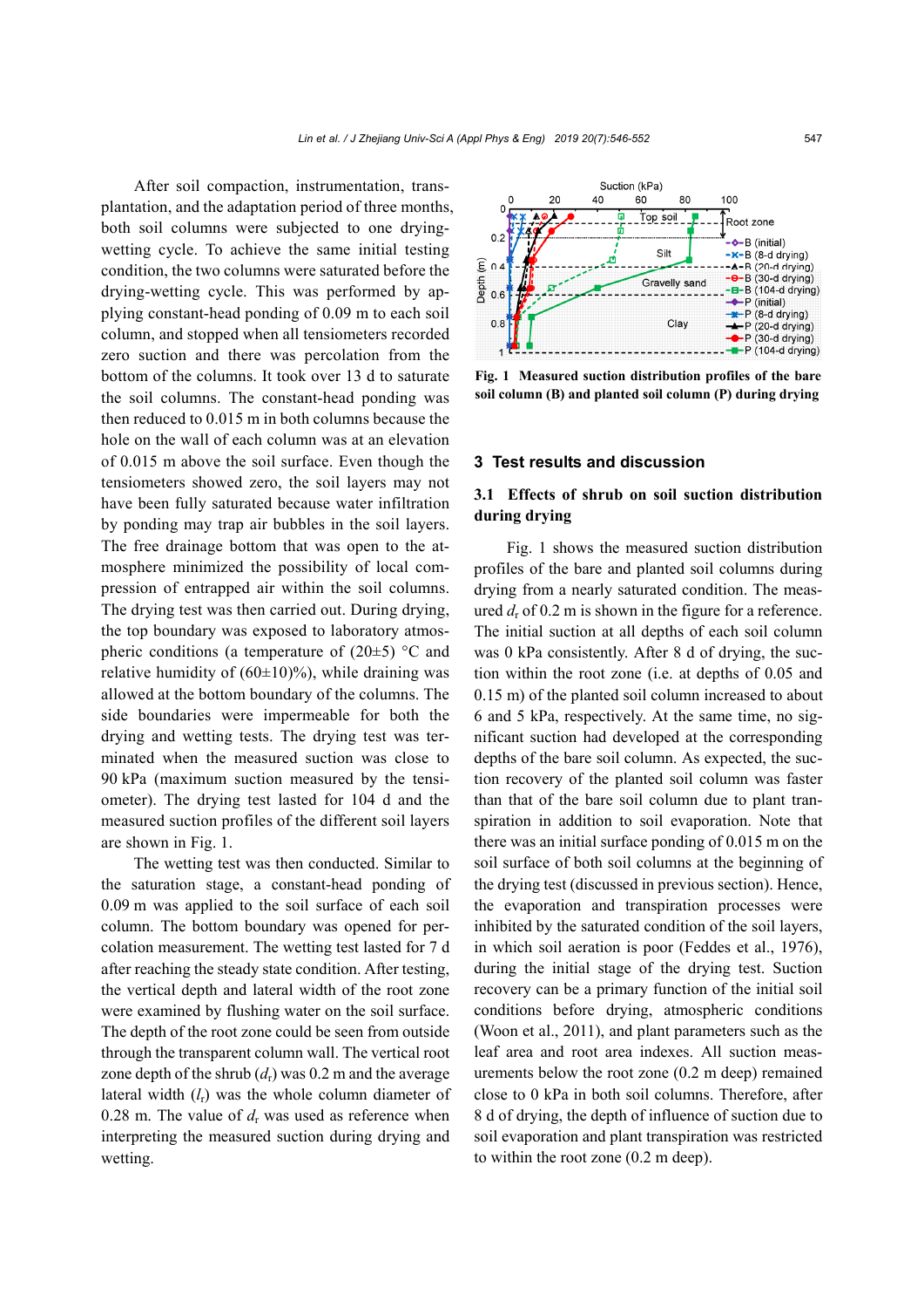After soil compaction, instrumentation, transplantation, and the adaptation period of three months, both soil columns were subjected to one drying-wetting cycle. To achieve the same initial testing condition, the two columns were saturated before the drying-wetting cycle. This was performed by applying constant-head ponding of 0.09 m to each soil column, and stopped when all tensiometers recorded zero suction and there was percolation from the bottom of the columns. It took over 13 d to saturate the soil columns. The constant-head ponding was then reduced to 0.015 m in both columns because the hole on the wall of each column was at an elevation of 0.015 m above the soil surface. Even though the tensiometers showed zero, the soil layers may not have been fully saturated because water infiltration by ponding may trap air bubbles in the soil layers. The free drainage bottom that was open to the atmosphere minimized the possibility of local compression of entrapped air within the soil columns. The drying test was then carried out. During drying, the top boundary was exposed to laboratory atmospheric conditions (a temperature of (20±5) °C and relative humidity of (60±10)%), while draining was allowed at the bottom boundary of the columns. The side boundaries were impermeable for both the drying and wetting tests. The drying test was terminated when the measured suction was close to 90 kPa (maximum suction measured by the tensiometer). The drying test lasted for 104 d and the measured suction profiles of the different soil layers are shown in Fig. 1.

The wetting test was then conducted. Similar to the saturation stage, a constant-head ponding of 0.09 m was applied to the soil surface of each soil column. The bottom boundary was opened for percolation measurement. The wetting test lasted for 7 d after reaching the steady state condition. After testing, the vertical depth and lateral width of the root zone were examined by flushing water on the soil surface. The depth of the root zone could be seen from outside through the transparent column wall. The vertical root zone depth of the shrub ($d_r$) was 0.2 m and the average lateral width ($l_r$) was the whole column diameter of 0.28 m. The value of $d_r$ was used as reference when interpreting the measured suction during drying and wetting.

**Fig. 1 Measured suction distribution profiles of the bare soil column (B) and planted soil column (P) during drying**

## 3 Test results and discussion

### 3.1 Effects of shrub on soil suction distribution during drying

Fig. 1 shows the measured suction distribution profiles of the bare and planted soil columns during drying from a nearly saturated condition. The measured $d_r$ of 0.2 m is shown in the figure for a reference. The initial suction at all depths of each soil column was 0 kPa consistently. After 8 d of drying, the suction within the root zone (i.e. at depths of 0.05 and 0.15 m) of the planted soil column increased to about 6 and 5 kPa, respectively. At the same time, no significant suction had developed at the corresponding depths of the bare soil column. As expected, the suction recovery of the planted soil column was faster than that of the bare soil column due to plant transpiration in addition to soil evaporation. Note that there was an initial surface ponding of 0.015 m on the soil surface of both soil columns at the beginning of the drying test (discussed in previous section). Hence, the evaporation and transpiration processes were inhibited by the saturated condition of the soil layers, in which soil aeration is poor (Feddes et al., 1976), during the initial stage of the drying test. Suction recovery can be a primary function of the initial soil conditions before drying, atmospheric conditions (Woon et al., 2011), and plant parameters such as the leaf area and root area indexes. All suction measurements below the root zone (0.2 m deep) remained close to 0 kPa in both soil columns. Therefore, after 8 d of drying, the depth of influence of suction due to soil evaporation and plant transpiration was restricted to within the root zone (0.2 m deep).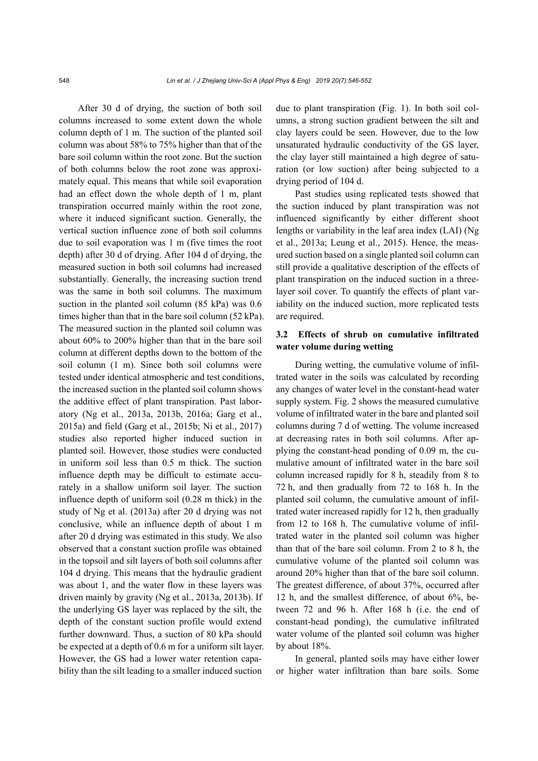After 30 d of drying, the suction of both soil columns increased to some extent down the whole column depth of 1 m. The suction of the planted soil column was about 58% to 75% higher than that of the bare soil column within the root zone. But the suction of both columns below the root zone was approximately equal. This means that while soil evaporation had an effect down the whole depth of 1 m, plant transpiration occurred mainly within the root zone, where it induced significant suction. Generally, the vertical suction influence zone of both soil columns due to soil evaporation was 1 m (five times the root depth) after 30 d of drying. After 104 d of drying, the measured suction in both soil columns had increased substantially. Generally, the increasing suction trend was the same in both soil columns. The maximum suction in the planted soil column (85 kPa) was 0.6 times higher than that in the bare soil column (52 kPa). The measured suction in the planted soil column was about 60% to 200% higher than that in the bare soil column at different depths down to the bottom of the soil column (1 m). Since both soil columns were tested under identical atmospheric and test conditions, the increased suction in the planted soil column shows the additive effect of plant transpiration. Past laboratory (Ng et al., 2013a, 2013b, 2016a; Garg et al., 2015a) and field (Garg et al., 2015b; Ni et al., 2017) studies also reported higher induced suction in planted soil. However, those studies were conducted in uniform soil less than 0.5 m thick. The suction influence depth may be difficult to estimate accurately in a shallow uniform soil layer. The suction influence depth of uniform soil (0.28 m thick) in the study of Ng et al. (2013a) after 20 d drying was not conclusive, while an influence depth of about 1 m after 20 d drying was estimated in this study. We also observed that a constant suction profile was obtained in the topsoil and silt layers of both soil columns after 104 d drying. This means that the hydraulic gradient was about 1, and the water flow in these layers was driven mainly by gravity (Ng et al., 2013a, 2013b). If the underlying GS layer was replaced by the silt, the depth of the constant suction profile would extend further downward. Thus, a suction of 80 kPa should be expected at a depth of 0.6 m for a uniform silt layer. However, the GS had a lower water retention capability than the silt leading to a smaller induced suction due to plant transpiration (Fig. 1). In both soil columns, a strong suction gradient between the silt and clay layers could be seen. However, due to the low unsaturated hydraulic conductivity of the GS layer, the clay layer still maintained a high degree of saturation (or low suction) after being subjected to a drying period of 104 d.

Past studies using replicated tests showed that the suction induced by plant transpiration was not influenced significantly by either different shoot lengths or variability in the leaf area index (LAI) (Ng et al., 2013a; Leung et al., 2015). Hence, the measured suction based on a single planted soil column can still provide a qualitative description of the effects of plant transpiration on the induced suction in a three-layer soil cover. To quantify the effects of plant variability on the induced suction, more replicated tests are required.

### 3.2 Effects of shrub on cumulative infiltrated water volume during wetting

During wetting, the cumulative volume of infiltrated water in the soils was calculated by recording any changes of water level in the constant-head water supply system. Fig. 2 shows the measured cumulative volume of infiltrated water in the bare and planted soil columns during 7 d of wetting. The volume increased at decreasing rates in both soil columns. After applying the constant-head ponding of 0.09 m, the cumulative amount of infiltrated water in the bare soil column increased rapidly for 8 h, steadily from 8 to 72 h, and then gradually from 72 to 168 h. In the planted soil column, the cumulative amount of infiltrated water increased rapidly for 12 h, then gradually from 12 to 168 h. The cumulative volume of infiltrated water in the planted soil column was higher than that of the bare soil column. From 2 to 8 h, the cumulative volume of the planted soil column was around 20% higher than that of the bare soil column. The greatest difference, of about 37%, occurred after 12 h, and the smallest difference, of about 6%, between 72 and 96 h. After 168 h (i.e. the end of constant-head ponding), the cumulative infiltrated water volume of the planted soil column was higher by about 18%.

In general, planted soils may have either lower or higher water infiltration than bare soils. Some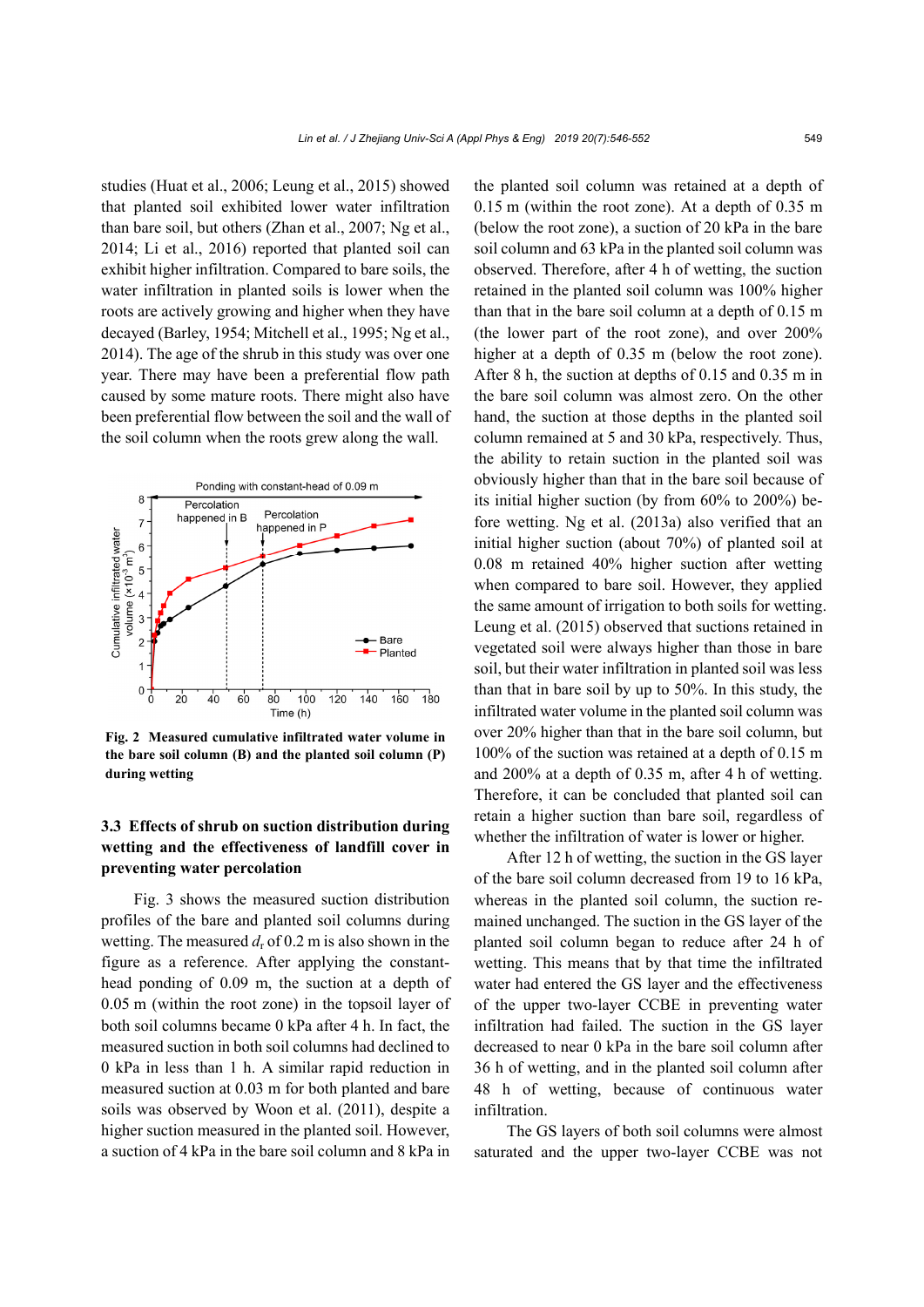studies (Huat et al., 2006; Leung et al., 2015) showed that planted soil exhibited lower water infiltration than bare soil, but others (Zhan et al., 2007; Ng et al., 2014; Li et al., 2016) reported that planted soil can exhibit higher infiltration. Compared to bare soils, the water infiltration in planted soils is lower when the roots are actively growing and higher when they have decayed (Barley, 1954; Mitchell et al., 1995; Ng et al., 2014). The age of the shrub in this study was over one year. There may have been a preferential flow path caused by some mature roots. There might also have been preferential flow between the soil and the wall of the soil column when the roots grew along the wall.

**Fig. 2 Measured cumulative infiltrated water volume in the bare soil column (B) and the planted soil column (P) during wetting**

### 3.3 Effects of shrub on suction distribution during wetting and the effectiveness of landfill cover in preventing water percolation

Fig. 3 shows the measured suction distribution profiles of the bare and planted soil columns during wetting. The measured $d_r$ of 0.2 m is also shown in the figure as a reference. After applying the constant-head ponding of 0.09 m, the suction at a depth of 0.05 m (within the root zone) in the topsoil layer of both soil columns became 0 kPa after 4 h. In fact, the measured suction in both soil columns had declined to 0 kPa in less than 1 h. A similar rapid reduction in measured suction at 0.03 m for both planted and bare soils was observed by Woon et al. (2011), despite a higher suction measured in the planted soil. However, a suction of 4 kPa in the bare soil column and 8 kPa in the planted soil column was retained at a depth of 0.15 m (within the root zone). At a depth of 0.35 m (below the root zone), a suction of 20 kPa in the bare soil column and 63 kPa in the planted soil column was observed. Therefore, after 4 h of wetting, the suction retained in the planted soil column was 100% higher than that in the bare soil column at a depth of 0.15 m (the lower part of the root zone), and over 200% higher at a depth of 0.35 m (below the root zone). After 8 h, the suction at depths of 0.15 and 0.35 m in the bare soil column was almost zero. On the other hand, the suction at those depths in the planted soil column remained at 5 and 30 kPa, respectively. Thus, the ability to retain suction in the planted soil was obviously higher than that in the bare soil because of its initial higher suction (by from 60% to 200%) before wetting. Ng et al. (2013a) also verified that an initial higher suction (about 70%) of planted soil at 0.08 m retained 40% higher suction after wetting when compared to bare soil. However, they applied the same amount of irrigation to both soils for wetting. Leung et al. (2015) observed that suctions retained in vegetated soil were always higher than those in bare soil, but their water infiltration in planted soil was less than that in bare soil by up to 50%. In this study, the infiltrated water volume in the planted soil column was over 20% higher than that in the bare soil column, but 100% of the suction was retained at a depth of 0.15 m and 200% at a depth of 0.35 m, after 4 h of wetting. Therefore, it can be concluded that planted soil can retain a higher suction than bare soil, regardless of whether the infiltration of water is lower or higher.

After 12 h of wetting, the suction in the GS layer of the bare soil column decreased from 19 to 16 kPa, whereas in the planted soil column, the suction remained unchanged. The suction in the GS layer of the planted soil column began to reduce after 24 h of wetting. This means that by that time the infiltrated water had entered the GS layer and the effectiveness of the upper two-layer CCBE in preventing water infiltration had failed. The suction in the GS layer decreased to near 0 kPa in the bare soil column after 36 h of wetting, and in the planted soil column after 48 h of wetting, because of continuous water infiltration.

The GS layers of both soil columns were almost saturated and the upper two-layer CCBE was not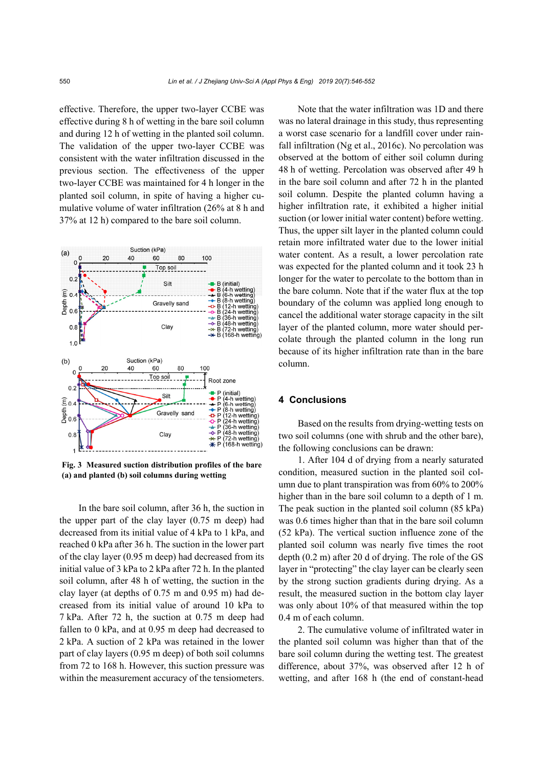effective. Therefore, the upper two-layer CCBE was effective during 8 h of wetting in the bare soil column and during 12 h of wetting in the planted soil column. The validation of the upper two-layer CCBE was consistent with the water infiltration discussed in the previous section. The effectiveness of the upper two-layer CCBE was maintained for 4 h longer in the planted soil column, in spite of having a higher cumulative volume of water infiltration (26% at 8 h and 37% at 12 h) compared to the bare soil column.

**Fig. 3 Measured suction distribution profiles of the bare (a) and planted (b) soil columns during wetting**

In the bare soil column, after 36 h, the suction in the upper part of the clay layer (0.75 m deep) had decreased from its initial value of 4 kPa to 1 kPa, and reached 0 kPa after 36 h. The suction in the lower part of the clay layer (0.95 m deep) had decreased from its initial value of 3 kPa to 2 kPa after 72 h. In the planted soil column, after 48 h of wetting, the suction in the clay layer (at depths of 0.75 m and 0.95 m) had decreased from its initial value of around 10 kPa to 7 kPa. After 72 h, the suction at 0.75 m deep had fallen to 0 kPa, and at 0.95 m deep had decreased to 2 kPa. A suction of 2 kPa was retained in the lower part of clay layers (0.95 m deep) of both soil columns from 72 to 168 h. However, this suction pressure was within the measurement accuracy of the tensiometers.

Note that the water infiltration was 1D and there was no lateral drainage in this study, thus representing a worst case scenario for a landfill cover under rainfall infiltration (Ng et al., 2016c). No percolation was observed at the bottom of either soil column during 48 h of wetting. Percolation was observed after 49 h in the bare soil column and after 72 h in the planted soil column. Despite the planted column having a higher infiltration rate, it exhibited a higher initial suction (or lower initial water content) before wetting. Thus, the upper silt layer in the planted column could retain more infiltrated water due to the lower initial water content. As a result, a lower percolation rate was expected for the planted column and it took 23 h longer for the water to percolate to the bottom than in the bare column. Note that if the water flux at the top boundary of the column was applied long enough to cancel the additional water storage capacity in the silt layer of the planted column, more water should percolate through the planted column in the long run because of its higher infiltration rate than in the bare column.

## 4 Conclusions

Based on the results from drying-wetting tests on two soil columns (one with shrub and the other bare), the following conclusions can be drawn:

1. After 104 d of drying from a nearly saturated condition, measured suction in the planted soil column due to plant transpiration was from 60% to 200% higher than in the bare soil column to a depth of 1 m. The peak suction in the planted soil column (85 kPa) was 0.6 times higher than in the bare soil column (52 kPa). The vertical suction influence zone of the planted soil column was nearly five times the root depth (0.2 m) after 20 d of drying. The role of the GS layer in "protecting" the clay layer can be clearly seen by the strong suction gradients during drying. As a result, the measured suction in the bottom clay layer was only about 10% of that measured within the top 0.4 m of each column.

2. The cumulative volume of infiltrated water in the planted soil column was higher than that of the bare soil column during the wetting test. The greatest difference, about 37%, was observed after 12 h of wetting, and after 168 h (the end of constant-head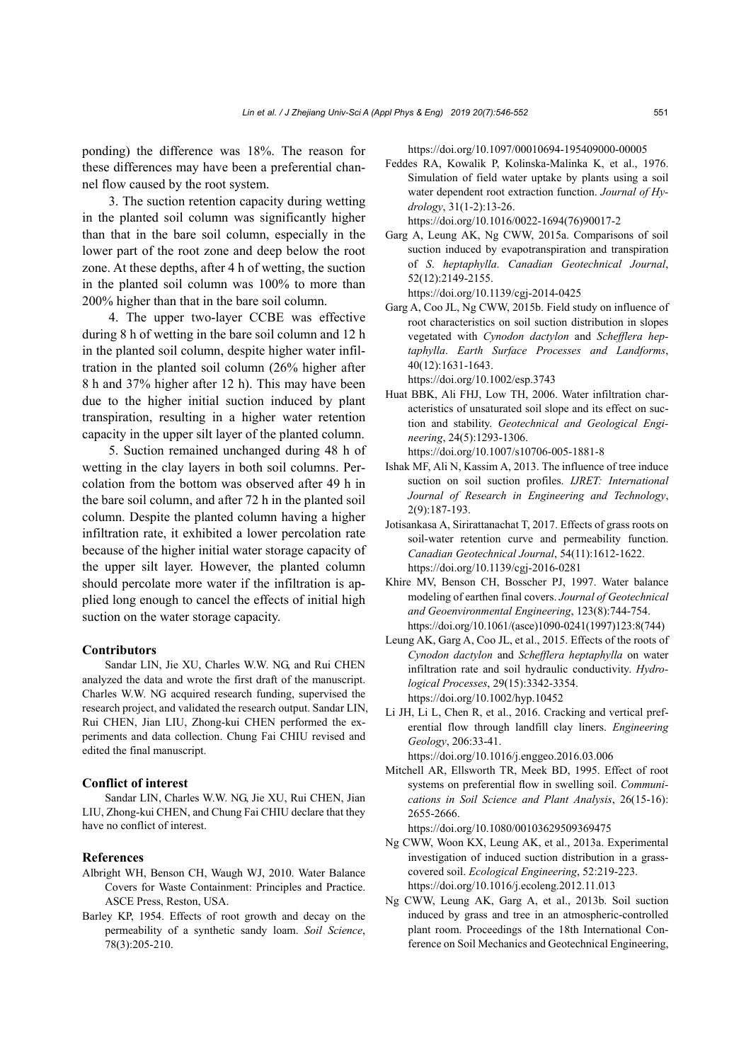ponding) the difference was 18%. The reason for these differences may have been a preferential channel flow caused by the root system.

3. The suction retention capacity during wetting in the planted soil column was significantly higher than that in the bare soil column, especially in the lower part of the root zone and deep below the root zone. At these depths, after 4 h of wetting, the suction in the planted soil column was 100% to more than 200% higher than that in the bare soil column.

4. The upper two-layer CCBE was effective during 8 h of wetting in the bare soil column and 12 h in the planted soil column, despite higher water infiltration in the planted soil column (26% higher after 8 h and 37% higher after 12 h). This may have been due to the higher initial suction induced by plant transpiration, resulting in a higher water retention capacity in the upper silt layer of the planted column.

5. Suction remained unchanged during 48 h of wetting in the clay layers in both soil columns. Percolation from the bottom was observed after 49 h in the bare soil column, and after 72 h in the planted soil column. Despite the planted column having a higher infiltration rate, it exhibited a lower percolation rate because of the higher initial water storage capacity of the upper silt layer. However, the planted column should percolate more water if the infiltration is applied long enough to cancel the effects of initial high suction on the water storage capacity.

## Contributors

Sandar LIN, Jie XU, Charles W.W. NG, and Rui CHEN analyzed the data and wrote the first draft of the manuscript. Charles W.W. NG acquired research funding, supervised the research project, and validated the research output. Sandar LIN, Rui CHEN, Jian LIU, Zhong-kui CHEN performed the experiments and data collection. Chung Fai CHIU revised and edited the final manuscript.

## Conflict of interest

Sandar LIN, Charles W.W. NG, Jie XU, Rui CHEN, Jian LIU, Zhong-kui CHEN, and Chung Fai CHIU declare that they have no conflict of interest.

## References

Albright WH, Benson CH, Waugh WJ, 2010. Water Balance Covers for Waste Containment: Principles and Practice. ASCE Press, Reston, USA.

Barley KP, 1954. Effects of root growth and decay on the permeability of a synthetic sandy loam. *Soil Science*, 78(3):205-210.
https://doi.org/10.1097/00010694-195409000-00005

Feddes RA, Kowalik P, Kolinska-Malinka K, et al., 1976. Simulation of field water uptake by plants using a soil water dependent root extraction function. *Journal of Hydrology*, 31(1-2):13-26.
https://doi.org/10.1016/0022-1694(76)90017-2

Garg A, Leung AK, Ng CWW, 2015a. Comparisons of soil suction induced by evapotranspiration and transpiration of *S. heptaphylla*. *Canadian Geotechnical Journal*, 52(12):2149-2155.
https://doi.org/10.1139/cgj-2014-0425

Garg A, Coo JL, Ng CWW, 2015b. Field study on influence of root characteristics on soil suction distribution in slopes vegetated with *Cynodon dactylon* and *Schefflera heptaphylla*. *Earth Surface Processes and Landforms*, 40(12):1631-1643.
https://doi.org/10.1002/esp.3743

Huat BBK, Ali FHJ, Low TH, 2006. Water infiltration characteristics of unsaturated soil slope and its effect on suction and stability. *Geotechnical and Geological Engineering*, 24(5):1293-1306.
https://doi.org/10.1007/s10706-005-1881-8

Ishak MF, Ali N, Kassim A, 2013. The influence of tree induce suction on soil suction profiles. *IJRET: International Journal of Research in Engineering and Technology*, 2(9):187-193.

Jotisankasa A, Sirirattanachat T, 2017. Effects of grass roots on soil-water retention curve and permeability function. *Canadian Geotechnical Journal*, 54(11):1612-1622.
https://doi.org/10.1139/cgj-2016-0281

Khire MV, Benson CH, Bosscher PJ, 1997. Water balance modeling of earthen final covers. *Journal of Geotechnical and Geoenvironmental Engineering*, 123(8):744-754.
https://doi.org/10.1061/(asce)1090-0241(1997)123:8(744)

Leung AK, Garg A, Coo JL, et al., 2015. Effects of the roots of *Cynodon dactylon* and *Schefflera heptaphylla* on water infiltration rate and soil hydraulic conductivity. *Hydrological Processes*, 29(15):3342-3354.
https://doi.org/10.1002/hyp.10452

Li JH, Li L, Chen R, et al., 2016. Cracking and vertical preferential flow through landfill clay liners. *Engineering Geology*, 206:33-41.
https://doi.org/10.1016/j.enggeo.2016.03.006

Mitchell AR, Ellsworth TR, Meek BD, 1995. Effect of root systems on preferential flow in swelling soil. *Communications in Soil Science and Plant Analysis*, 26(15-16): 2655-2666.
https://doi.org/10.1080/00103629509369475

Ng CWW, Woon KX, Leung AK, et al., 2013a. Experimental investigation of induced suction distribution in a grass-covered soil. *Ecological Engineering*, 52:219-223.
https://doi.org/10.1016/j.ecoleng.2012.11.013

Ng CWW, Leung AK, Garg A, et al., 2013b. Soil suction induced by grass and tree in an atmospheric-controlled plant room. Proceedings of the 18th International Conference on Soil Mechanics and Geotechnical Engineering,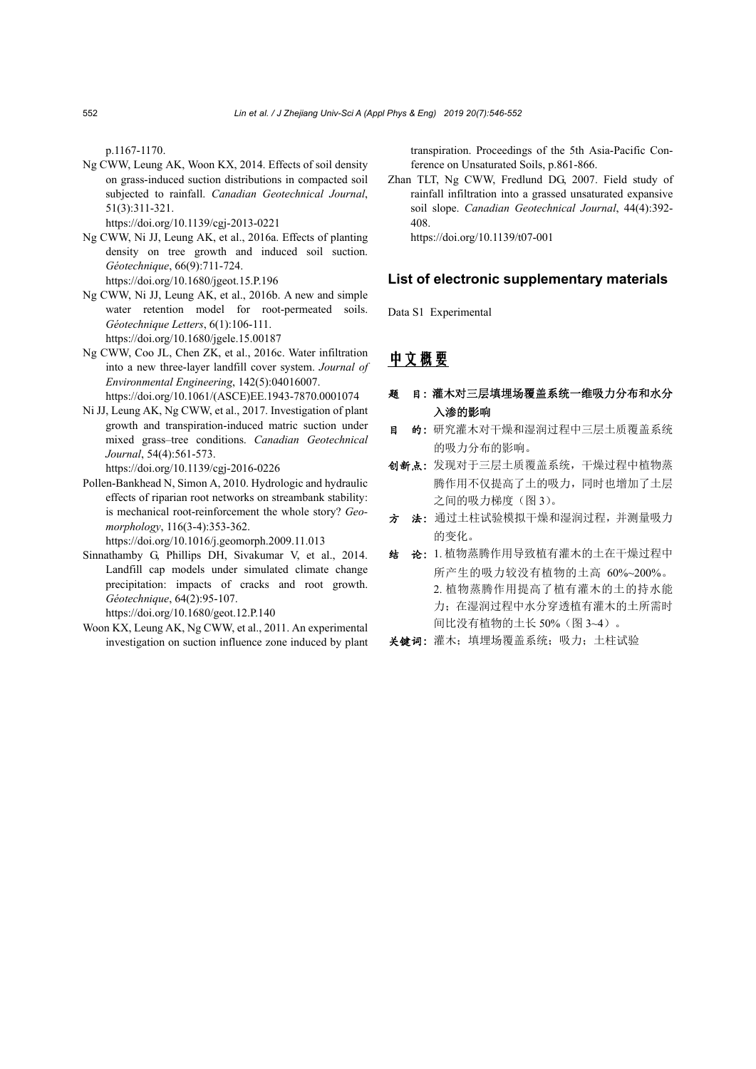p.1167-1170.

Ng CWW, Leung AK, Woon KX, 2014. Effects of soil density on grass-induced suction distributions in compacted soil subjected to rainfall. *Canadian Geotechnical Journal*, 51(3):311-321.
https://doi.org/10.1139/cgj-2013-0221

Ng CWW, Ni JJ, Leung AK, et al., 2016a. Effects of planting density on tree growth and induced soil suction. *Géotechnique*, 66(9):711-724.
https://doi.org/10.1680/jgeot.15.P.196

Ng CWW, Ni JJ, Leung AK, et al., 2016b. A new and simple water retention model for root-permeated soils. *Géotechnique Letters*, 6(1):106-111.
https://doi.org/10.1680/jgele.15.00187

Ng CWW, Coo JL, Chen ZK, et al., 2016c. Water infiltration into a new three-layer landfill cover system. *Journal of Environmental Engineering*, 142(5):04016007.
https://doi.org/10.1061/(ASCE)EE.1943-7870.0001074

Ni JJ, Leung AK, Ng CWW, et al., 2017. Investigation of plant growth and transpiration-induced matric suction under mixed grass–tree conditions. *Canadian Geotechnical Journal*, 54(4):561-573.
https://doi.org/10.1139/cgj-2016-0226

Pollen-Bankhead N, Simon A, 2010. Hydrologic and hydraulic effects of riparian root networks on streambank stability: is mechanical root-reinforcement the whole story? *Geomorphology*, 116(3-4):353-362.
https://doi.org/10.1016/j.geomorph.2009.11.013

Sinnathamby G, Phillips DH, Sivakumar V, et al., 2014. Landfill cap models under simulated climate change precipitation: impacts of cracks and root growth. *Géotechnique*, 64(2):95-107.
https://doi.org/10.1680/geot.12.P.140

Woon KX, Leung AK, Ng CWW, et al., 2011. An experimental investigation on suction influence zone induced by plant transpiration. Proceedings of the 5th Asia-Pacific Conference on Unsaturated Soils, p.861-866.

Zhan TLT, Ng CWW, Fredlund DG, 2007. Field study of rainfall infiltration into a grassed unsaturated expansive soil slope. *Canadian Geotechnical Journal*, 44(4):392-408.
https://doi.org/10.1139/t07-001

## List of electronic supplementary materials

Data S1 Experimental

## 中文概要

**题　目：灌木对三层填埋场覆盖系统一维吸力分布和水分入渗的影响**

**目　的：**研究灌木对干燥和湿润过程中三层土质覆盖系统的吸力分布的影响。

**创新点：**发现对于三层土质覆盖系统，干燥过程中植物蒸腾作用不仅提高了土的吸力，同时也增加了土层之间的吸力梯度（图 3）。

**方　法：**通过土柱试验模拟干燥和湿润过程，并测量吸力的变化。

**结　论：**1. 植物蒸腾作用导致植有灌木的土在干燥过程中所产生的吸力较没有植物的土高 60%~200%。
2. 植物蒸腾作用提高了植有灌木的土的持水能力；在湿润过程中水分穿透植有灌木的土所需时间比没有植物的土长 50%（图 3~4）。

**关键词：**灌木；填埋场覆盖系统；吸力；土柱试验